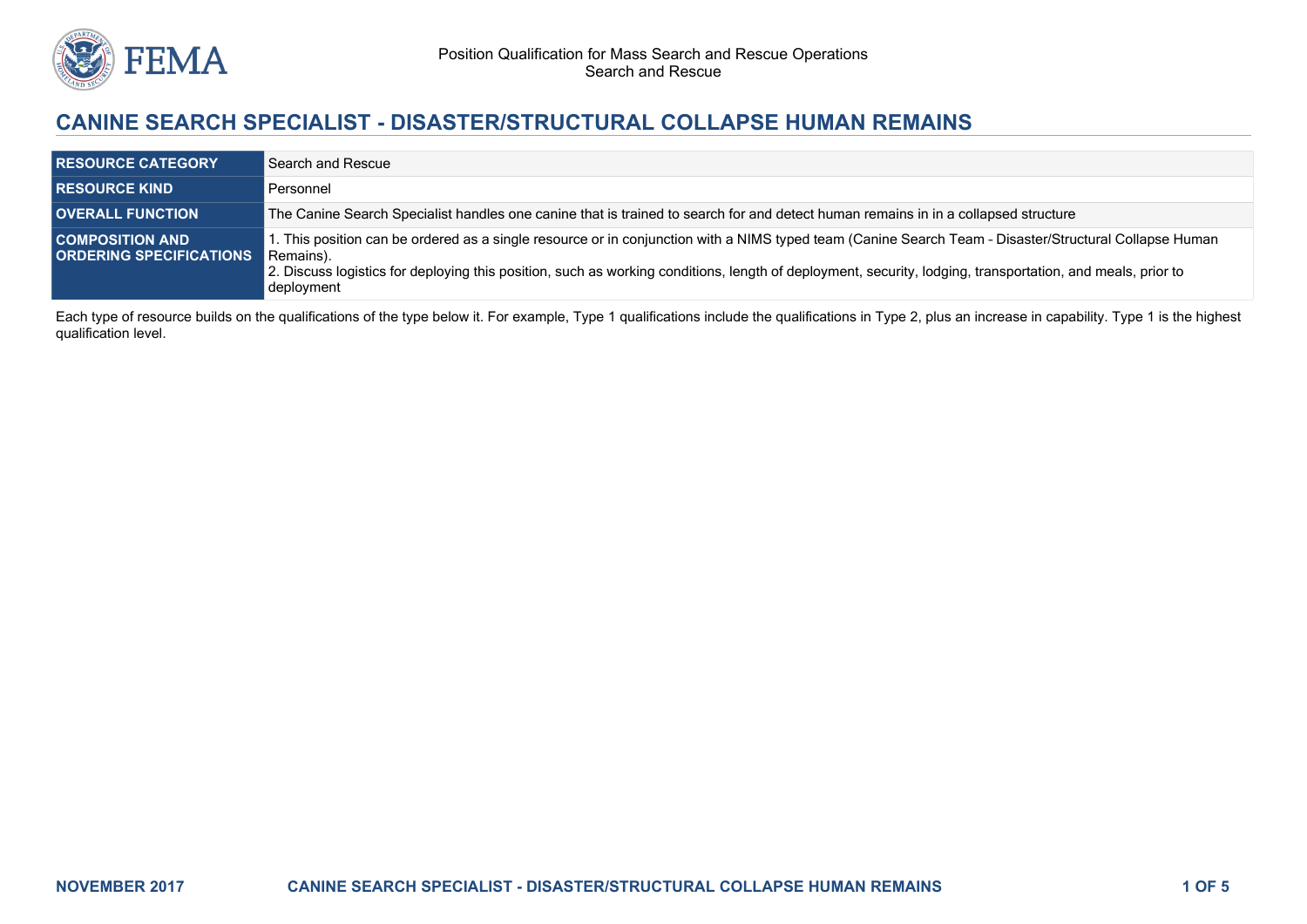# CANINE SEARCH SPECIALIST - DISASTER/STRUCTURAL COLLAPSE HUMAN REMAINS

| | |
|---|---|
| **RESOURCE CATEGORY** | Search and Rescue |
| **RESOURCE KIND** | Personnel |
| **OVERALL FUNCTION** | The Canine Search Specialist handles one canine that is trained to search for and detect human remains in in a collapsed structure |
| **COMPOSITION AND ORDERING SPECIFICATIONS** | 1. This position can be ordered as a single resource or in conjunction with a NIMS typed team (Canine Search Team - Disaster/Structural Collapse Human Remains).<br>2. Discuss logistics for deploying this position, such as working conditions, length of deployment, security, lodging, transportation, and meals, prior to deployment |

Each type of resource builds on the qualifications of the type below it. For example, Type 1 qualifications include the qualifications in Type 2, plus an increase in capability. Type 1 is the highest qualification level.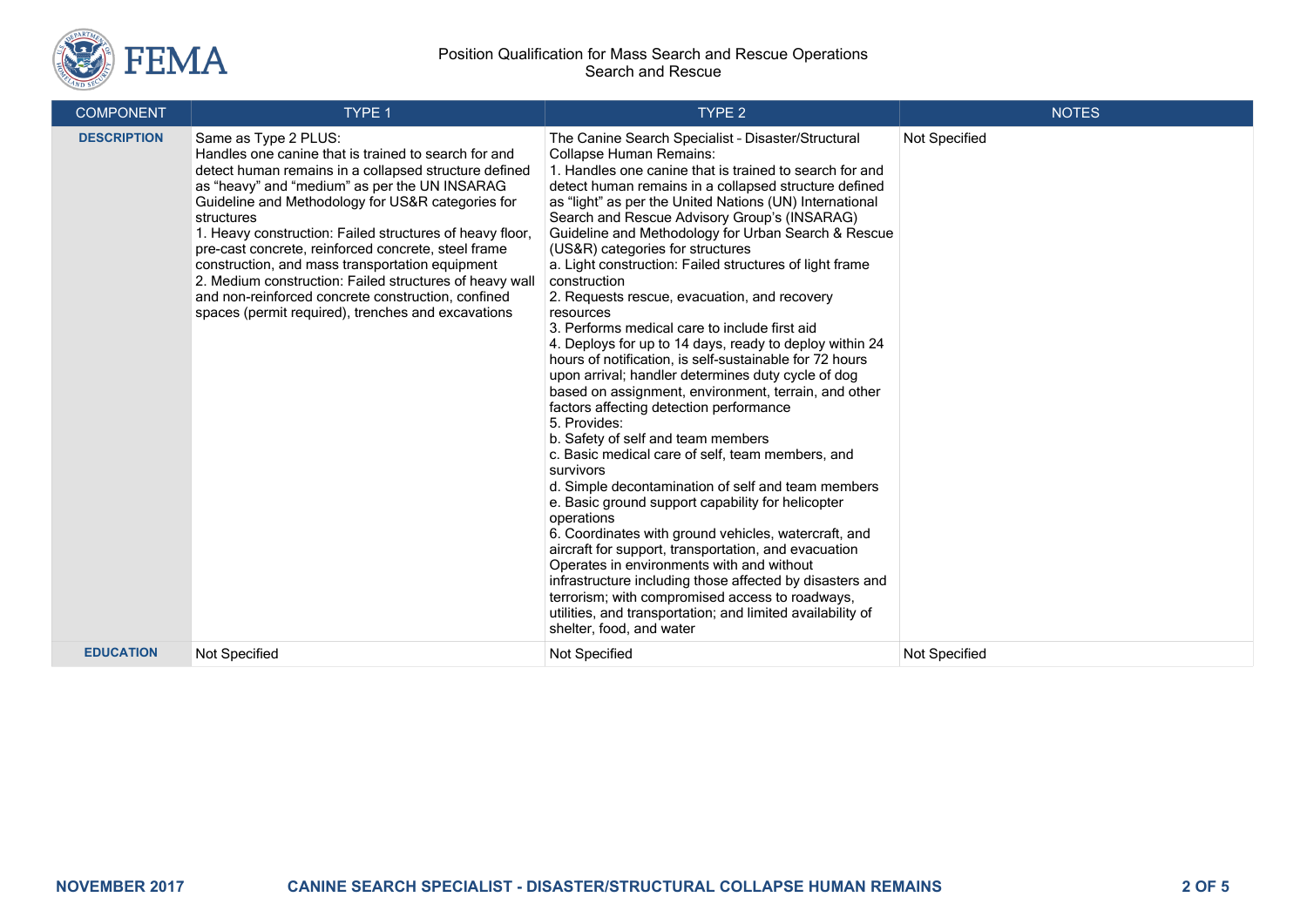| COMPONENT | TYPE 1 | TYPE 2 | NOTES |
|---|---|---|---|
| **DESCRIPTION** | Same as Type 2 PLUS:<br>Handles one canine that is trained to search for and detect human remains in a collapsed structure defined as "heavy" and "medium" as per the UN INSARAG Guideline and Methodology for US&R categories for structures<br>1. Heavy construction: Failed structures of heavy floor, pre-cast concrete, reinforced concrete, steel frame construction, and mass transportation equipment<br>2. Medium construction: Failed structures of heavy wall and non-reinforced concrete construction, confined spaces (permit required), trenches and excavations | The Canine Search Specialist - Disaster/Structural Collapse Human Remains:<br>1. Handles one canine that is trained to search for and detect human remains in a collapsed structure defined as "light" as per the United Nations (UN) International Search and Rescue Advisory Group's (INSARAG) Guideline and Methodology for Urban Search & Rescue (US&R) categories for structures<br>a. Light construction: Failed structures of light frame construction<br>2. Requests rescue, evacuation, and recovery resources<br>3. Performs medical care to include first aid<br>4. Deploys for up to 14 days, ready to deploy within 24 hours of notification, is self-sustainable for 72 hours upon arrival; handler determines duty cycle of dog based on assignment, environment, terrain, and other factors affecting detection performance<br>5. Provides:<br>b. Safety of self and team members<br>c. Basic medical care of self, team members, and survivors<br>d. Simple decontamination of self and team members<br>e. Basic ground support capability for helicopter operations<br>6. Coordinates with ground vehicles, watercraft, and aircraft for support, transportation, and evacuation Operates in environments with and without infrastructure including those affected by disasters and terrorism; with compromised access to roadways, utilities, and transportation; and limited availability of shelter, food, and water | Not Specified |
| **EDUCATION** | Not Specified | Not Specified | Not Specified |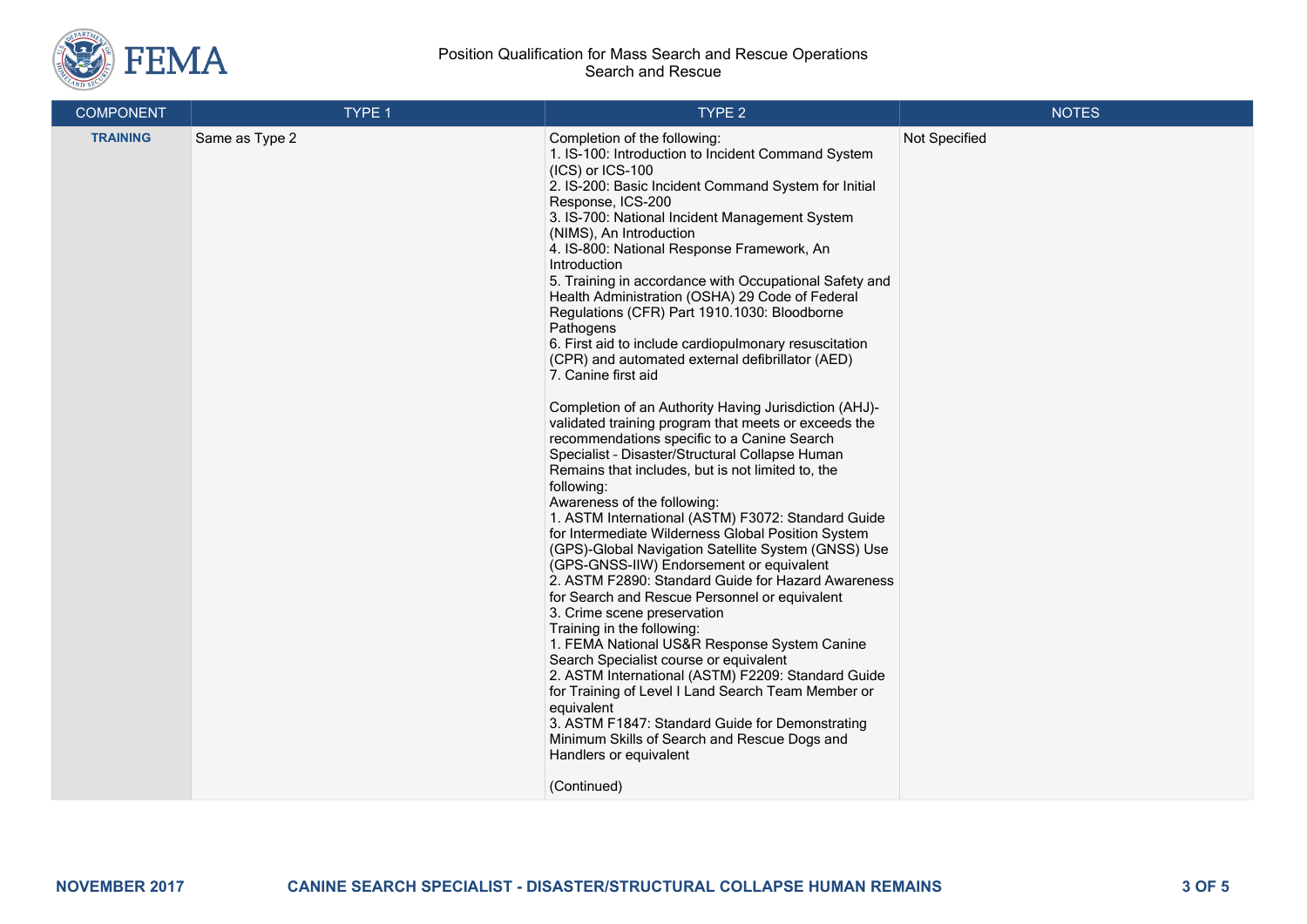| COMPONENT | TYPE 1 | TYPE 2 | NOTES |
|---|---|---|---|
| **TRAINING** | Same as Type 2 | Completion of the following:<br>1. IS-100: Introduction to Incident Command System (ICS) or ICS-100<br>2. IS-200: Basic Incident Command System for Initial Response, ICS-200<br>3. IS-700: National Incident Management System (NIMS), An Introduction<br>4. IS-800: National Response Framework, An Introduction<br>5. Training in accordance with Occupational Safety and Health Administration (OSHA) 29 Code of Federal Regulations (CFR) Part 1910.1030: Bloodborne Pathogens<br>6. First aid to include cardiopulmonary resuscitation (CPR) and automated external defibrillator (AED)<br>7. Canine first aid<br><br>Completion of an Authority Having Jurisdiction (AHJ)-validated training program that meets or exceeds the recommendations specific to a Canine Search Specialist – Disaster/Structural Collapse Human Remains that includes, but is not limited to, the following:<br>Awareness of the following:<br>1. ASTM International (ASTM) F3072: Standard Guide for Intermediate Wilderness Global Position System (GPS)-Global Navigation Satellite System (GNSS) Use (GPS-GNSS-IIW) Endorsement or equivalent<br>2. ASTM F2890: Standard Guide for Hazard Awareness for Search and Rescue Personnel or equivalent<br>3. Crime scene preservation<br>Training in the following:<br>1. FEMA National US&R Response System Canine Search Specialist course or equivalent<br>2. ASTM International (ASTM) F2209: Standard Guide for Training of Level I Land Search Team Member or equivalent<br>3. ASTM F1847: Standard Guide for Demonstrating Minimum Skills of Search and Rescue Dogs and Handlers or equivalent<br><br>(Continued) | Not Specified |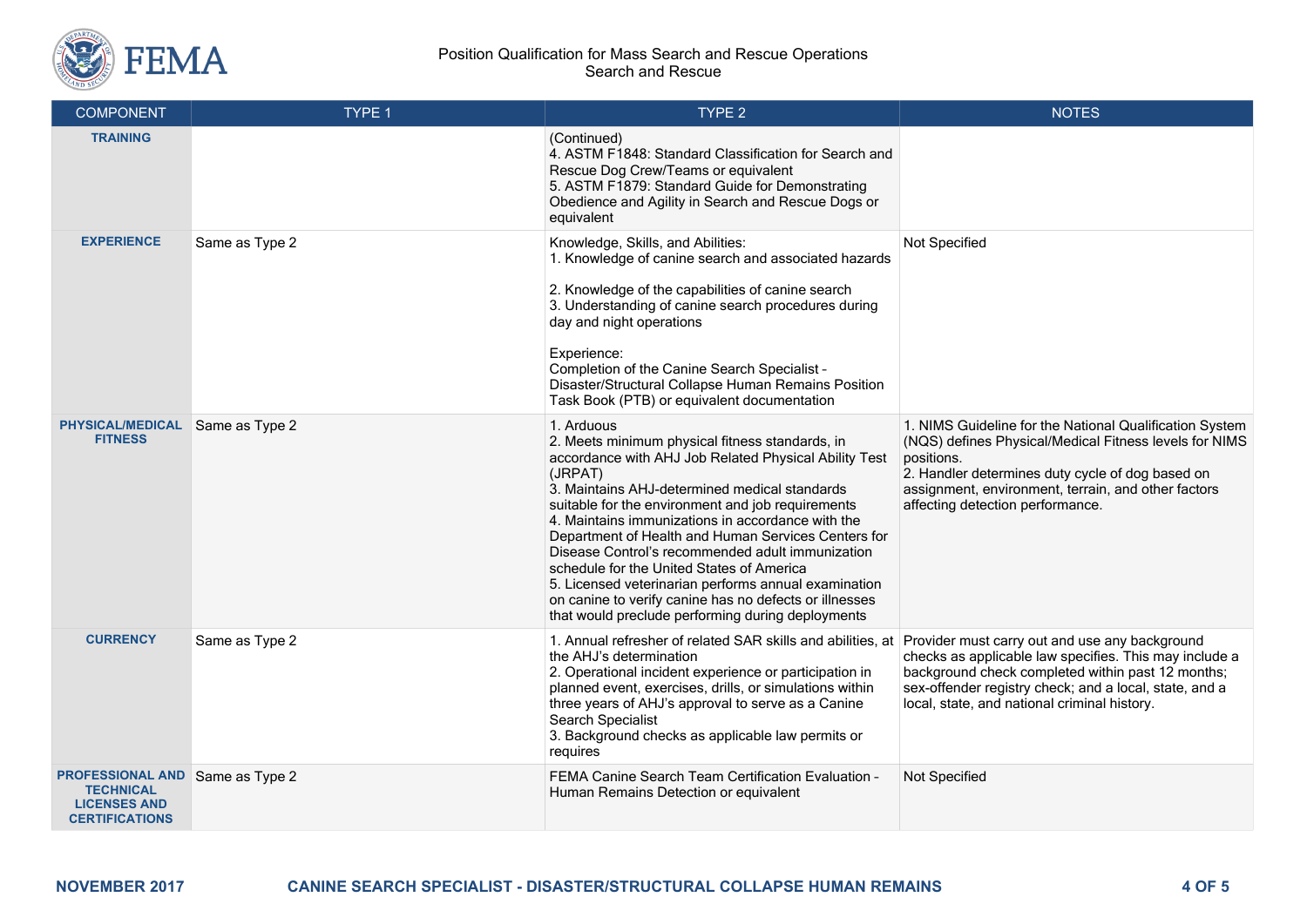Position Qualification for Mass Search and Rescue Operations
Search and Rescue

| COMPONENT | TYPE 1 | TYPE 2 | NOTES |
| --- | --- | --- | --- |
| **TRAINING** | | (Continued)<br>4. ASTM F1848: Standard Classification for Search and Rescue Dog Crew/Teams or equivalent<br>5. ASTM F1879: Standard Guide for Demonstrating Obedience and Agility in Search and Rescue Dogs or equivalent | |
| **EXPERIENCE** | Same as Type 2 | Knowledge, Skills, and Abilities:<br>1. Knowledge of canine search and associated hazards<br>2. Knowledge of the capabilities of canine search<br>3. Understanding of canine search procedures during day and night operations<br><br>Experience:<br>Completion of the Canine Search Specialist - Disaster/Structural Collapse Human Remains Position Task Book (PTB) or equivalent documentation | Not Specified |
| **PHYSICAL/MEDICAL FITNESS** | Same as Type 2 | 1. Arduous<br>2. Meets minimum physical fitness standards, in accordance with AHJ Job Related Physical Ability Test (JRPAT)<br>3. Maintains AHJ-determined medical standards suitable for the environment and job requirements<br>4. Maintains immunizations in accordance with the Department of Health and Human Services Centers for Disease Control's recommended adult immunization schedule for the United States of America<br>5. Licensed veterinarian performs annual examination on canine to verify canine has no defects or illnesses that would preclude performing during deployments | 1. NIMS Guideline for the National Qualification System (NQS) defines Physical/Medical Fitness levels for NIMS positions.<br>2. Handler determines duty cycle of dog based on assignment, environment, terrain, and other factors affecting detection performance. |
| **CURRENCY** | Same as Type 2 | 1. Annual refresher of related SAR skills and abilities, at the AHJ's determination<br>2. Operational incident experience or participation in planned event, exercises, drills, or simulations within three years of AHJ's approval to serve as a Canine Search Specialist<br>3. Background checks as applicable law permits or requires | Provider must carry out and use any background checks as applicable law specifies. This may include a background check completed within past 12 months; sex-offender registry check; and a local, state, and a local, state, and national criminal history. |
| **PROFESSIONAL AND TECHNICAL LICENSES AND CERTIFICATIONS** | Same as Type 2 | FEMA Canine Search Team Certification Evaluation - Human Remains Detection or equivalent | Not Specified |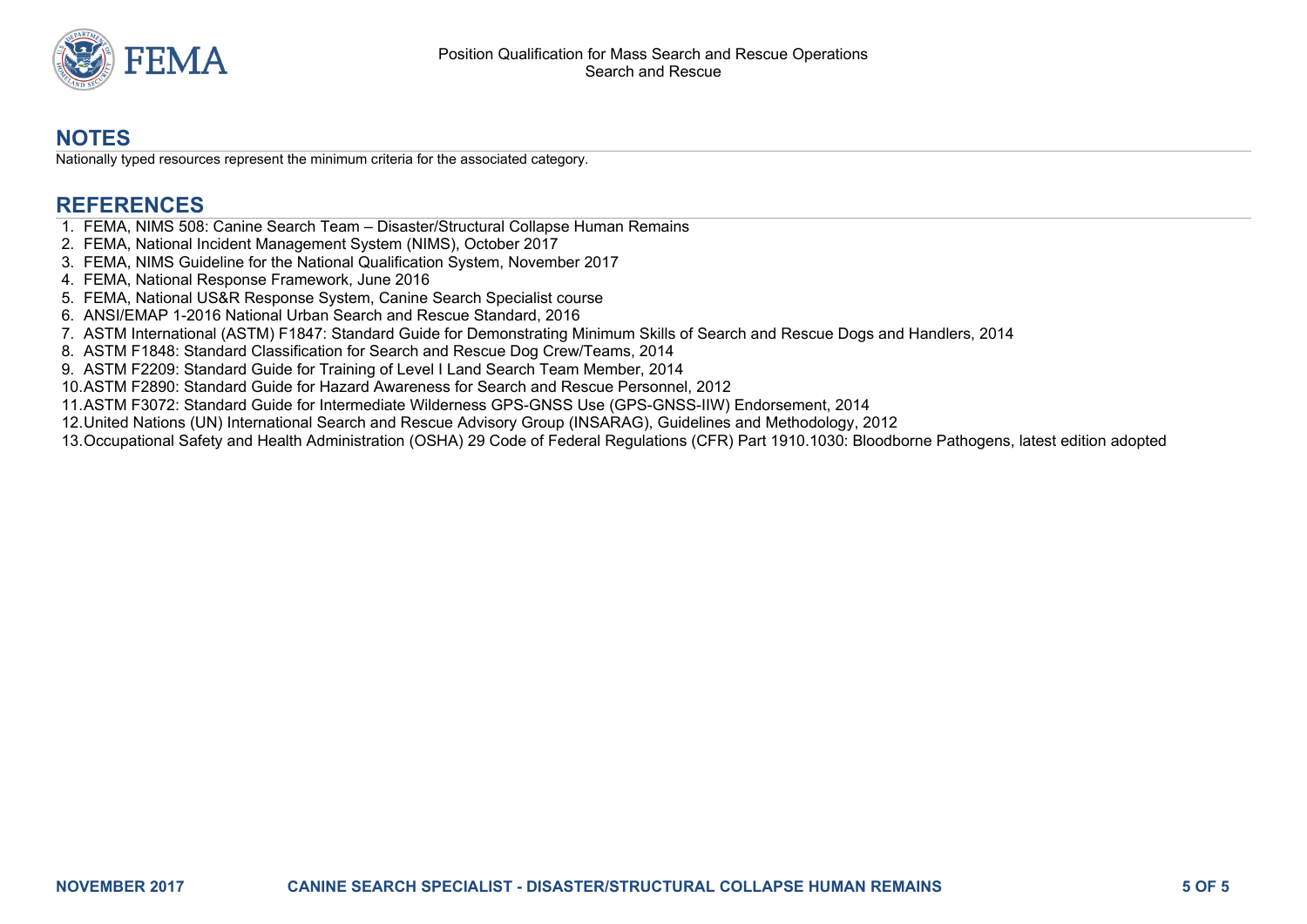## NOTES

Nationally typed resources represent the minimum criteria for the associated category.

## REFERENCES

1. FEMA, NIMS 508: Canine Search Team – Disaster/Structural Collapse Human Remains
2. FEMA, National Incident Management System (NIMS), October 2017
3. FEMA, NIMS Guideline for the National Qualification System, November 2017
4. FEMA, National Response Framework, June 2016
5. FEMA, National US&R Response System, Canine Search Specialist course
6. ANSI/EMAP 1-2016 National Urban Search and Rescue Standard, 2016
7. ASTM International (ASTM) F1847: Standard Guide for Demonstrating Minimum Skills of Search and Rescue Dogs and Handlers, 2014
8. ASTM F1848: Standard Classification for Search and Rescue Dog Crew/Teams, 2014
9. ASTM F2209: Standard Guide for Training of Level I Land Search Team Member, 2014
10. ASTM F2890: Standard Guide for Hazard Awareness for Search and Rescue Personnel, 2012
11. ASTM F3072: Standard Guide for Intermediate Wilderness GPS-GNSS Use (GPS-GNSS-IIW) Endorsement, 2014
12. United Nations (UN) International Search and Rescue Advisory Group (INSARAG), Guidelines and Methodology, 2012
13. Occupational Safety and Health Administration (OSHA) 29 Code of Federal Regulations (CFR) Part 1910.1030: Bloodborne Pathogens, latest edition adopted